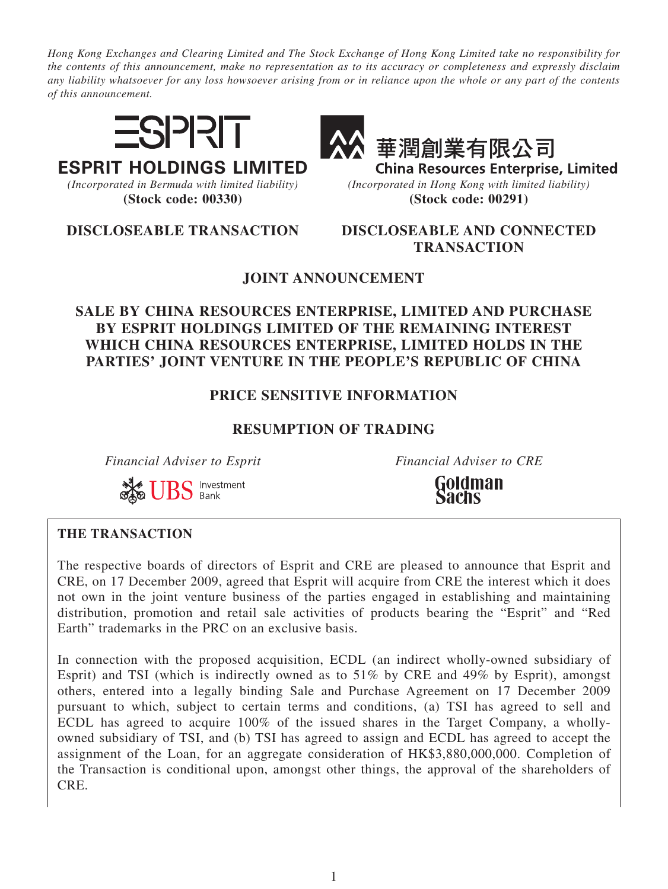*Hong Kong Exchanges and Clearing Limited and The Stock Exchange of Hong Kong Limited take no responsibility for the contents of this announcement, make no representation as to its accuracy or completeness and expressly disclaim any liability whatsoever for any loss howsoever arising from or in reliance upon the whole or any part of the contents of this announcement.*

**ESPRIT HOLDINGS LIMITED**
*(Incorporated in Bermuda with limited liability)*
**(Stock code: 00330)**

**DISCLOSEABLE TRANSACTION**

**華潤創業有限公司**
**China Resources Enterprise, Limited**
*(Incorporated in Hong Kong with limited liability)*
**(Stock code: 00291)**

**DISCLOSEABLE AND CONNECTED TRANSACTION**

# JOINT ANNOUNCEMENT

# SALE BY CHINA RESOURCES ENTERPRISE, LIMITED AND PURCHASE BY ESPRIT HOLDINGS LIMITED OF THE REMAINING INTEREST WHICH CHINA RESOURCES ENTERPRISE, LIMITED HOLDS IN THE PARTIES' JOINT VENTURE IN THE PEOPLE'S REPUBLIC OF CHINA

## PRICE SENSITIVE INFORMATION

## RESUMPTION OF TRADING

*Financial Adviser to Esprit*
UBS Investment Bank

*Financial Adviser to CRE*
Goldman Sachs

**THE TRANSACTION**

The respective boards of directors of Esprit and CRE are pleased to announce that Esprit and CRE, on 17 December 2009, agreed that Esprit will acquire from CRE the interest which it does not own in the joint venture business of the parties engaged in establishing and maintaining distribution, promotion and retail sale activities of products bearing the "Esprit" and "Red Earth" trademarks in the PRC on an exclusive basis.

In connection with the proposed acquisition, ECDL (an indirect wholly-owned subsidiary of Esprit) and TSI (which is indirectly owned as to 51% by CRE and 49% by Esprit), amongst others, entered into a legally binding Sale and Purchase Agreement on 17 December 2009 pursuant to which, subject to certain terms and conditions, (a) TSI has agreed to sell and ECDL has agreed to acquire 100% of the issued shares in the Target Company, a wholly-owned subsidiary of TSI, and (b) TSI has agreed to assign and ECDL has agreed to accept the assignment of the Loan, for an aggregate consideration of HK$3,880,000,000. Completion of the Transaction is conditional upon, amongst other things, the approval of the shareholders of CRE.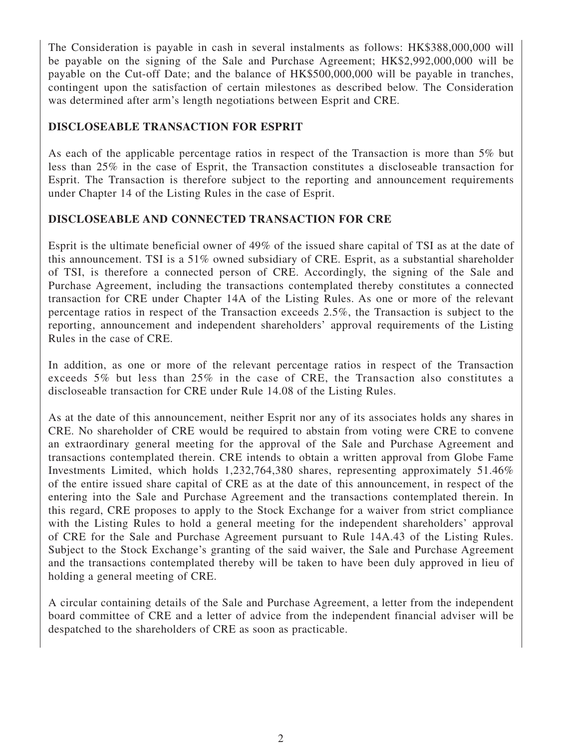The Consideration is payable in cash in several instalments as follows: HK$388,000,000 will be payable on the signing of the Sale and Purchase Agreement; HK$2,992,000,000 will be payable on the Cut-off Date; and the balance of HK$500,000,000 will be payable in tranches, contingent upon the satisfaction of certain milestones as described below. The Consideration was determined after arm's length negotiations between Esprit and CRE.

**DISCLOSEABLE TRANSACTION FOR ESPRIT**

As each of the applicable percentage ratios in respect of the Transaction is more than 5% but less than 25% in the case of Esprit, the Transaction constitutes a discloseable transaction for Esprit. The Transaction is therefore subject to the reporting and announcement requirements under Chapter 14 of the Listing Rules in the case of Esprit.

**DISCLOSEABLE AND CONNECTED TRANSACTION FOR CRE**

Esprit is the ultimate beneficial owner of 49% of the issued share capital of TSI as at the date of this announcement. TSI is a 51% owned subsidiary of CRE. Esprit, as a substantial shareholder of TSI, is therefore a connected person of CRE. Accordingly, the signing of the Sale and Purchase Agreement, including the transactions contemplated thereby constitutes a connected transaction for CRE under Chapter 14A of the Listing Rules. As one or more of the relevant percentage ratios in respect of the Transaction exceeds 2.5%, the Transaction is subject to the reporting, announcement and independent shareholders' approval requirements of the Listing Rules in the case of CRE.

In addition, as one or more of the relevant percentage ratios in respect of the Transaction exceeds 5% but less than 25% in the case of CRE, the Transaction also constitutes a discloseable transaction for CRE under Rule 14.08 of the Listing Rules.

As at the date of this announcement, neither Esprit nor any of its associates holds any shares in CRE. No shareholder of CRE would be required to abstain from voting were CRE to convene an extraordinary general meeting for the approval of the Sale and Purchase Agreement and transactions contemplated therein. CRE intends to obtain a written approval from Globe Fame Investments Limited, which holds 1,232,764,380 shares, representing approximately 51.46% of the entire issued share capital of CRE as at the date of this announcement, in respect of the entering into the Sale and Purchase Agreement and the transactions contemplated therein. In this regard, CRE proposes to apply to the Stock Exchange for a waiver from strict compliance with the Listing Rules to hold a general meeting for the independent shareholders' approval of CRE for the Sale and Purchase Agreement pursuant to Rule 14A.43 of the Listing Rules. Subject to the Stock Exchange's granting of the said waiver, the Sale and Purchase Agreement and the transactions contemplated thereby will be taken to have been duly approved in lieu of holding a general meeting of CRE.

A circular containing details of the Sale and Purchase Agreement, a letter from the independent board committee of CRE and a letter of advice from the independent financial adviser will be despatched to the shareholders of CRE as soon as practicable.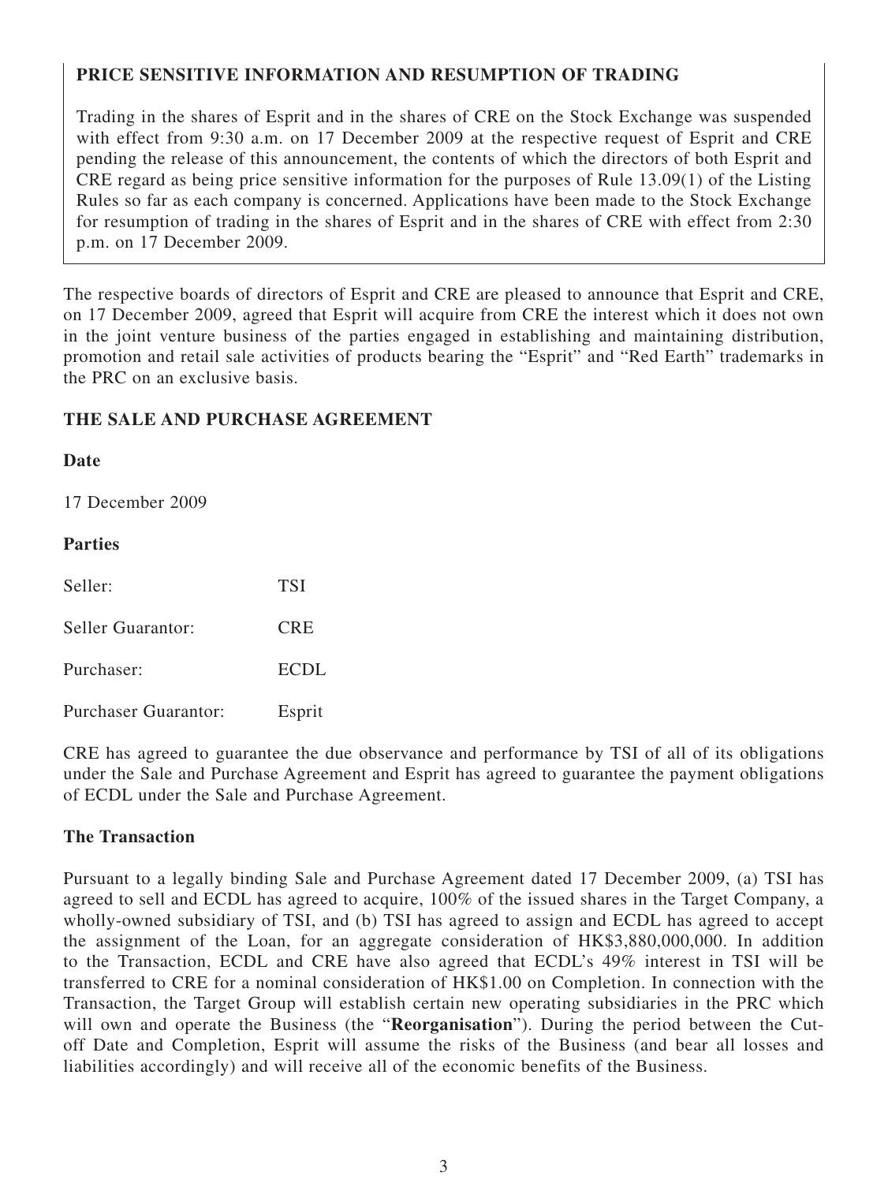**PRICE SENSITIVE INFORMATION AND RESUMPTION OF TRADING**

Trading in the shares of Esprit and in the shares of CRE on the Stock Exchange was suspended with effect from 9:30 a.m. on 17 December 2009 at the respective request of Esprit and CRE pending the release of this announcement, the contents of which the directors of both Esprit and CRE regard as being price sensitive information for the purposes of Rule 13.09(1) of the Listing Rules so far as each company is concerned. Applications have been made to the Stock Exchange for resumption of trading in the shares of Esprit and in the shares of CRE with effect from 2:30 p.m. on 17 December 2009.

The respective boards of directors of Esprit and CRE are pleased to announce that Esprit and CRE, on 17 December 2009, agreed that Esprit will acquire from CRE the interest which it does not own in the joint venture business of the parties engaged in establishing and maintaining distribution, promotion and retail sale activities of products bearing the "Esprit" and "Red Earth" trademarks in the PRC on an exclusive basis.

## THE SALE AND PURCHASE AGREEMENT

**Date**

17 December 2009

**Parties**

| | |
|---|---|
| Seller: | TSI |
| Seller Guarantor: | CRE |
| Purchaser: | ECDL |
| Purchaser Guarantor: | Esprit |

CRE has agreed to guarantee the due observance and performance by TSI of all of its obligations under the Sale and Purchase Agreement and Esprit has agreed to guarantee the payment obligations of ECDL under the Sale and Purchase Agreement.

**The Transaction**

Pursuant to a legally binding Sale and Purchase Agreement dated 17 December 2009, (a) TSI has agreed to sell and ECDL has agreed to acquire, 100% of the issued shares in the Target Company, a wholly-owned subsidiary of TSI, and (b) TSI has agreed to assign and ECDL has agreed to accept the assignment of the Loan, for an aggregate consideration of HK$3,880,000,000. In addition to the Transaction, ECDL and CRE have also agreed that ECDL's 49% interest in TSI will be transferred to CRE for a nominal consideration of HK$1.00 on Completion. In connection with the Transaction, the Target Group will establish certain new operating subsidiaries in the PRC which will own and operate the Business (the "**Reorganisation**"). During the period between the Cut-off Date and Completion, Esprit will assume the risks of the Business (and bear all losses and liabilities accordingly) and will receive all of the economic benefits of the Business.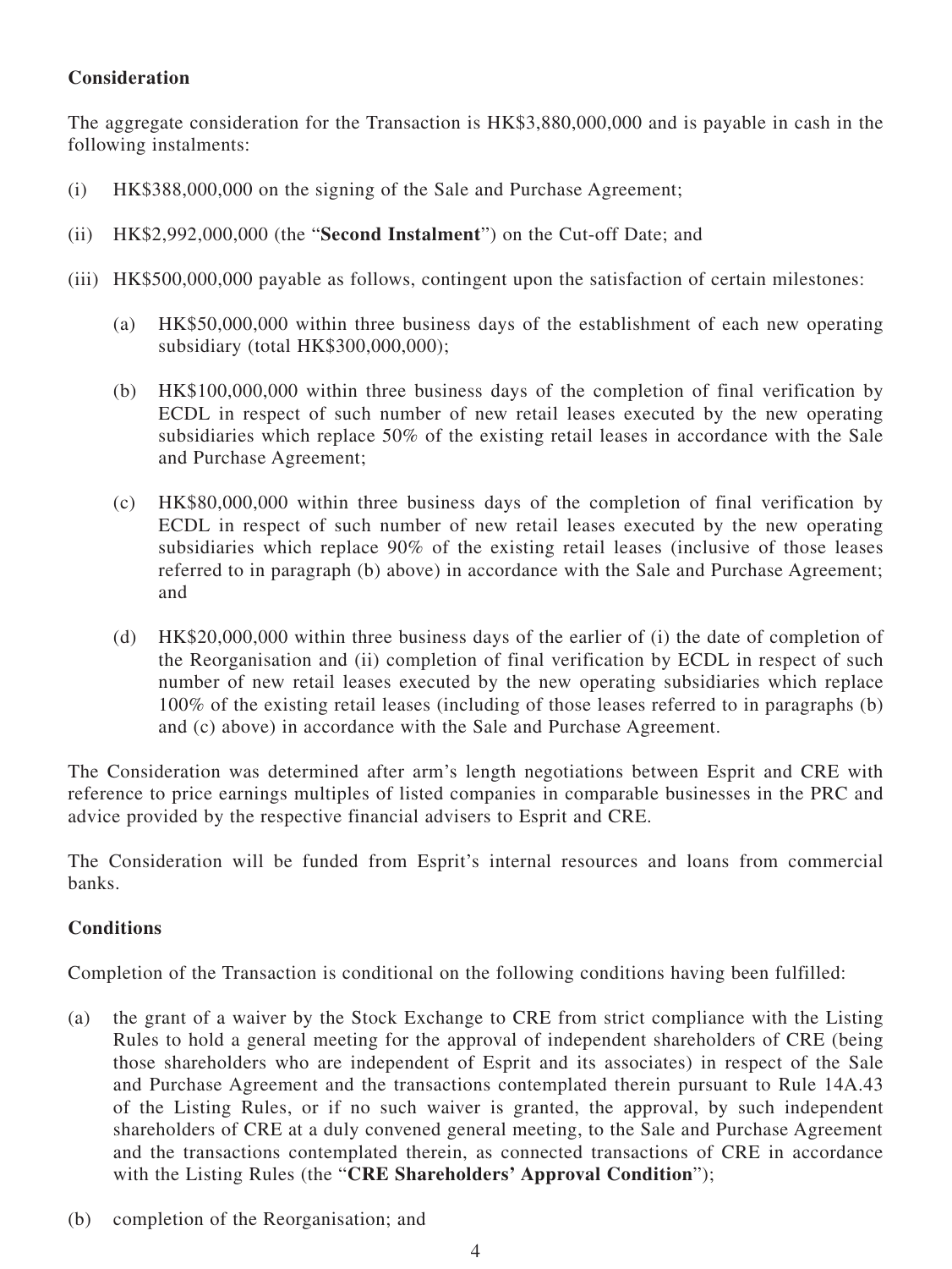**Consideration**

The aggregate consideration for the Transaction is HK$3,880,000,000 and is payable in cash in the following instalments:

(i) HK$388,000,000 on the signing of the Sale and Purchase Agreement;

(ii) HK$2,992,000,000 (the "**Second Instalment**") on the Cut-off Date; and

(iii) HK$500,000,000 payable as follows, contingent upon the satisfaction of certain milestones:

  (a) HK$50,000,000 within three business days of the establishment of each new operating subsidiary (total HK$300,000,000);

  (b) HK$100,000,000 within three business days of the completion of final verification by ECDL in respect of such number of new retail leases executed by the new operating subsidiaries which replace 50% of the existing retail leases in accordance with the Sale and Purchase Agreement;

  (c) HK$80,000,000 within three business days of the completion of final verification by ECDL in respect of such number of new retail leases executed by the new operating subsidiaries which replace 90% of the existing retail leases (inclusive of those leases referred to in paragraph (b) above) in accordance with the Sale and Purchase Agreement; and

  (d) HK$20,000,000 within three business days of the earlier of (i) the date of completion of the Reorganisation and (ii) completion of final verification by ECDL in respect of such number of new retail leases executed by the new operating subsidiaries which replace 100% of the existing retail leases (including of those leases referred to in paragraphs (b) and (c) above) in accordance with the Sale and Purchase Agreement.

The Consideration was determined after arm's length negotiations between Esprit and CRE with reference to price earnings multiples of listed companies in comparable businesses in the PRC and advice provided by the respective financial advisers to Esprit and CRE.

The Consideration will be funded from Esprit's internal resources and loans from commercial banks.

**Conditions**

Completion of the Transaction is conditional on the following conditions having been fulfilled:

(a) the grant of a waiver by the Stock Exchange to CRE from strict compliance with the Listing Rules to hold a general meeting for the approval of independent shareholders of CRE (being those shareholders who are independent of Esprit and its associates) in respect of the Sale and Purchase Agreement and the transactions contemplated therein pursuant to Rule 14A.43 of the Listing Rules, or if no such waiver is granted, the approval, by such independent shareholders of CRE at a duly convened general meeting, to the Sale and Purchase Agreement and the transactions contemplated therein, as connected transactions of CRE in accordance with the Listing Rules (the "**CRE Shareholders' Approval Condition**");

(b) completion of the Reorganisation; and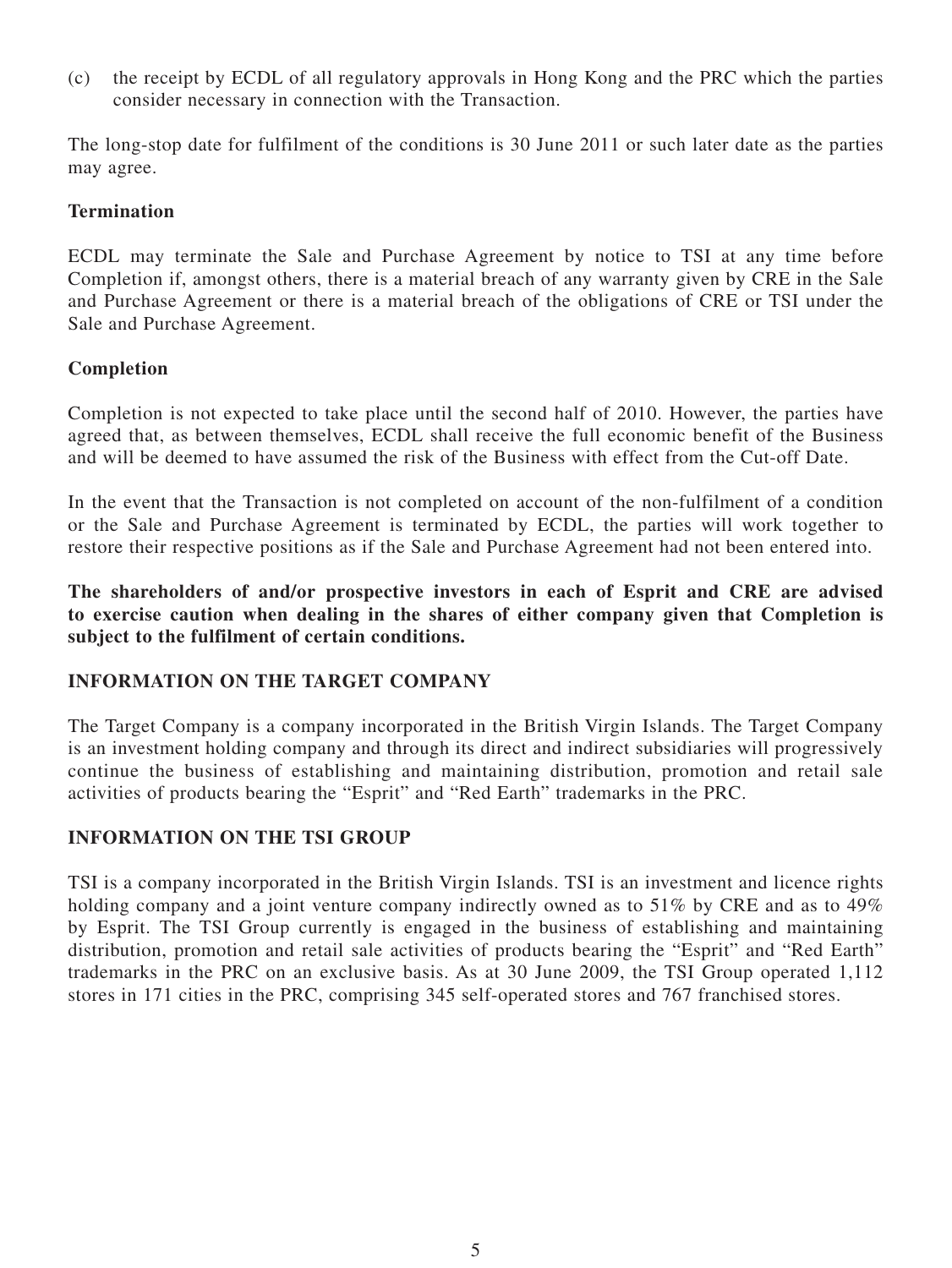(c) the receipt by ECDL of all regulatory approvals in Hong Kong and the PRC which the parties consider necessary in connection with the Transaction.

The long-stop date for fulfilment of the conditions is 30 June 2011 or such later date as the parties may agree.

**Termination**

ECDL may terminate the Sale and Purchase Agreement by notice to TSI at any time before Completion if, amongst others, there is a material breach of any warranty given by CRE in the Sale and Purchase Agreement or there is a material breach of the obligations of CRE or TSI under the Sale and Purchase Agreement.

**Completion**

Completion is not expected to take place until the second half of 2010. However, the parties have agreed that, as between themselves, ECDL shall receive the full economic benefit of the Business and will be deemed to have assumed the risk of the Business with effect from the Cut-off Date.

In the event that the Transaction is not completed on account of the non-fulfilment of a condition or the Sale and Purchase Agreement is terminated by ECDL, the parties will work together to restore their respective positions as if the Sale and Purchase Agreement had not been entered into.

**The shareholders of and/or prospective investors in each of Esprit and CRE are advised to exercise caution when dealing in the shares of either company given that Completion is subject to the fulfilment of certain conditions.**

## INFORMATION ON THE TARGET COMPANY

The Target Company is a company incorporated in the British Virgin Islands. The Target Company is an investment holding company and through its direct and indirect subsidiaries will progressively continue the business of establishing and maintaining distribution, promotion and retail sale activities of products bearing the "Esprit" and "Red Earth" trademarks in the PRC.

## INFORMATION ON THE TSI GROUP

TSI is a company incorporated in the British Virgin Islands. TSI is an investment and licence rights holding company and a joint venture company indirectly owned as to 51% by CRE and as to 49% by Esprit. The TSI Group currently is engaged in the business of establishing and maintaining distribution, promotion and retail sale activities of products bearing the "Esprit" and "Red Earth" trademarks in the PRC on an exclusive basis. As at 30 June 2009, the TSI Group operated 1,112 stores in 171 cities in the PRC, comprising 345 self-operated stores and 767 franchised stores.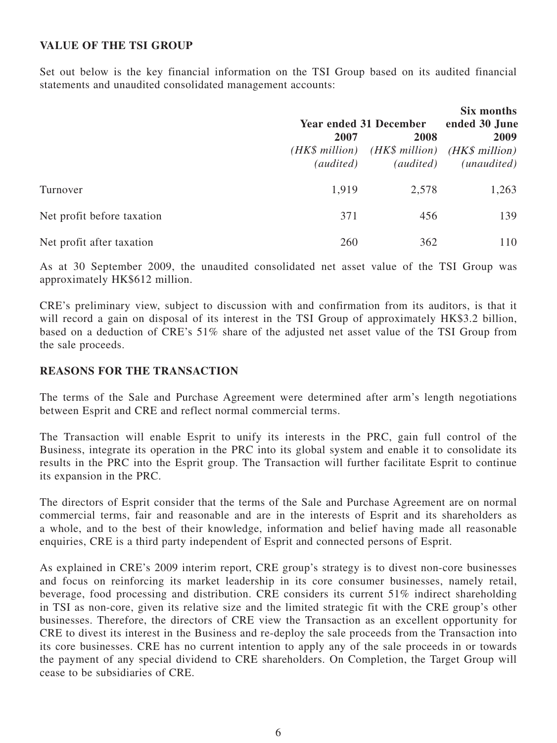## VALUE OF THE TSI GROUP

Set out below is the key financial information on the TSI Group based on its audited financial statements and unaudited consolidated management accounts:

| | Year ended 31 December | | Six months ended 30 June |
|---|---|---|---|
| | 2007 | 2008 | 2009 |
| | *(HK$ million)* | *(HK$ million)* | *(HK$ million)* |
| | *(audited)* | *(audited)* | *(unaudited)* |
| Turnover | 1,919 | 2,578 | 1,263 |
| Net profit before taxation | 371 | 456 | 139 |
| Net profit after taxation | 260 | 362 | 110 |

As at 30 September 2009, the unaudited consolidated net asset value of the TSI Group was approximately HK$612 million.

CRE's preliminary view, subject to discussion with and confirmation from its auditors, is that it will record a gain on disposal of its interest in the TSI Group of approximately HK$3.2 billion, based on a deduction of CRE's 51% share of the adjusted net asset value of the TSI Group from the sale proceeds.

## REASONS FOR THE TRANSACTION

The terms of the Sale and Purchase Agreement were determined after arm's length negotiations between Esprit and CRE and reflect normal commercial terms.

The Transaction will enable Esprit to unify its interests in the PRC, gain full control of the Business, integrate its operation in the PRC into its global system and enable it to consolidate its results in the PRC into the Esprit group. The Transaction will further facilitate Esprit to continue its expansion in the PRC.

The directors of Esprit consider that the terms of the Sale and Purchase Agreement are on normal commercial terms, fair and reasonable and are in the interests of Esprit and its shareholders as a whole, and to the best of their knowledge, information and belief having made all reasonable enquiries, CRE is a third party independent of Esprit and connected persons of Esprit.

As explained in CRE's 2009 interim report, CRE group's strategy is to divest non-core businesses and focus on reinforcing its market leadership in its core consumer businesses, namely retail, beverage, food processing and distribution. CRE considers its current 51% indirect shareholding in TSI as non-core, given its relative size and the limited strategic fit with the CRE group's other businesses. Therefore, the directors of CRE view the Transaction as an excellent opportunity for CRE to divest its interest in the Business and re-deploy the sale proceeds from the Transaction into its core businesses. CRE has no current intention to apply any of the sale proceeds in or towards the payment of any special dividend to CRE shareholders. On Completion, the Target Group will cease to be subsidiaries of CRE.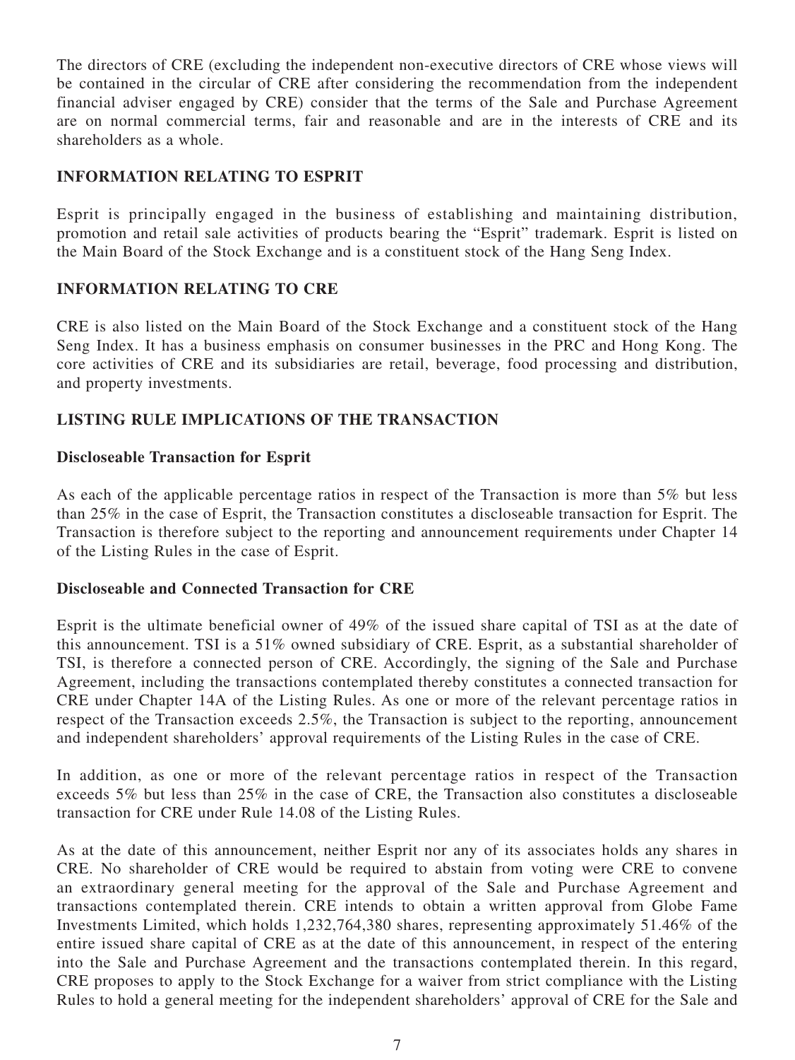The directors of CRE (excluding the independent non-executive directors of CRE whose views will be contained in the circular of CRE after considering the recommendation from the independent financial adviser engaged by CRE) consider that the terms of the Sale and Purchase Agreement are on normal commercial terms, fair and reasonable and are in the interests of CRE and its shareholders as a whole.

## INFORMATION RELATING TO ESPRIT

Esprit is principally engaged in the business of establishing and maintaining distribution, promotion and retail sale activities of products bearing the "Esprit" trademark. Esprit is listed on the Main Board of the Stock Exchange and is a constituent stock of the Hang Seng Index.

## INFORMATION RELATING TO CRE

CRE is also listed on the Main Board of the Stock Exchange and a constituent stock of the Hang Seng Index. It has a business emphasis on consumer businesses in the PRC and Hong Kong. The core activities of CRE and its subsidiaries are retail, beverage, food processing and distribution, and property investments.

## LISTING RULE IMPLICATIONS OF THE TRANSACTION

### Discloseable Transaction for Esprit

As each of the applicable percentage ratios in respect of the Transaction is more than 5% but less than 25% in the case of Esprit, the Transaction constitutes a discloseable transaction for Esprit. The Transaction is therefore subject to the reporting and announcement requirements under Chapter 14 of the Listing Rules in the case of Esprit.

### Discloseable and Connected Transaction for CRE

Esprit is the ultimate beneficial owner of 49% of the issued share capital of TSI as at the date of this announcement. TSI is a 51% owned subsidiary of CRE. Esprit, as a substantial shareholder of TSI, is therefore a connected person of CRE. Accordingly, the signing of the Sale and Purchase Agreement, including the transactions contemplated thereby constitutes a connected transaction for CRE under Chapter 14A of the Listing Rules. As one or more of the relevant percentage ratios in respect of the Transaction exceeds 2.5%, the Transaction is subject to the reporting, announcement and independent shareholders' approval requirements of the Listing Rules in the case of CRE.

In addition, as one or more of the relevant percentage ratios in respect of the Transaction exceeds 5% but less than 25% in the case of CRE, the Transaction also constitutes a discloseable transaction for CRE under Rule 14.08 of the Listing Rules.

As at the date of this announcement, neither Esprit nor any of its associates holds any shares in CRE. No shareholder of CRE would be required to abstain from voting were CRE to convene an extraordinary general meeting for the approval of the Sale and Purchase Agreement and transactions contemplated therein. CRE intends to obtain a written approval from Globe Fame Investments Limited, which holds 1,232,764,380 shares, representing approximately 51.46% of the entire issued share capital of CRE as at the date of this announcement, in respect of the entering into the Sale and Purchase Agreement and the transactions contemplated therein. In this regard, CRE proposes to apply to the Stock Exchange for a waiver from strict compliance with the Listing Rules to hold a general meeting for the independent shareholders' approval of CRE for the Sale and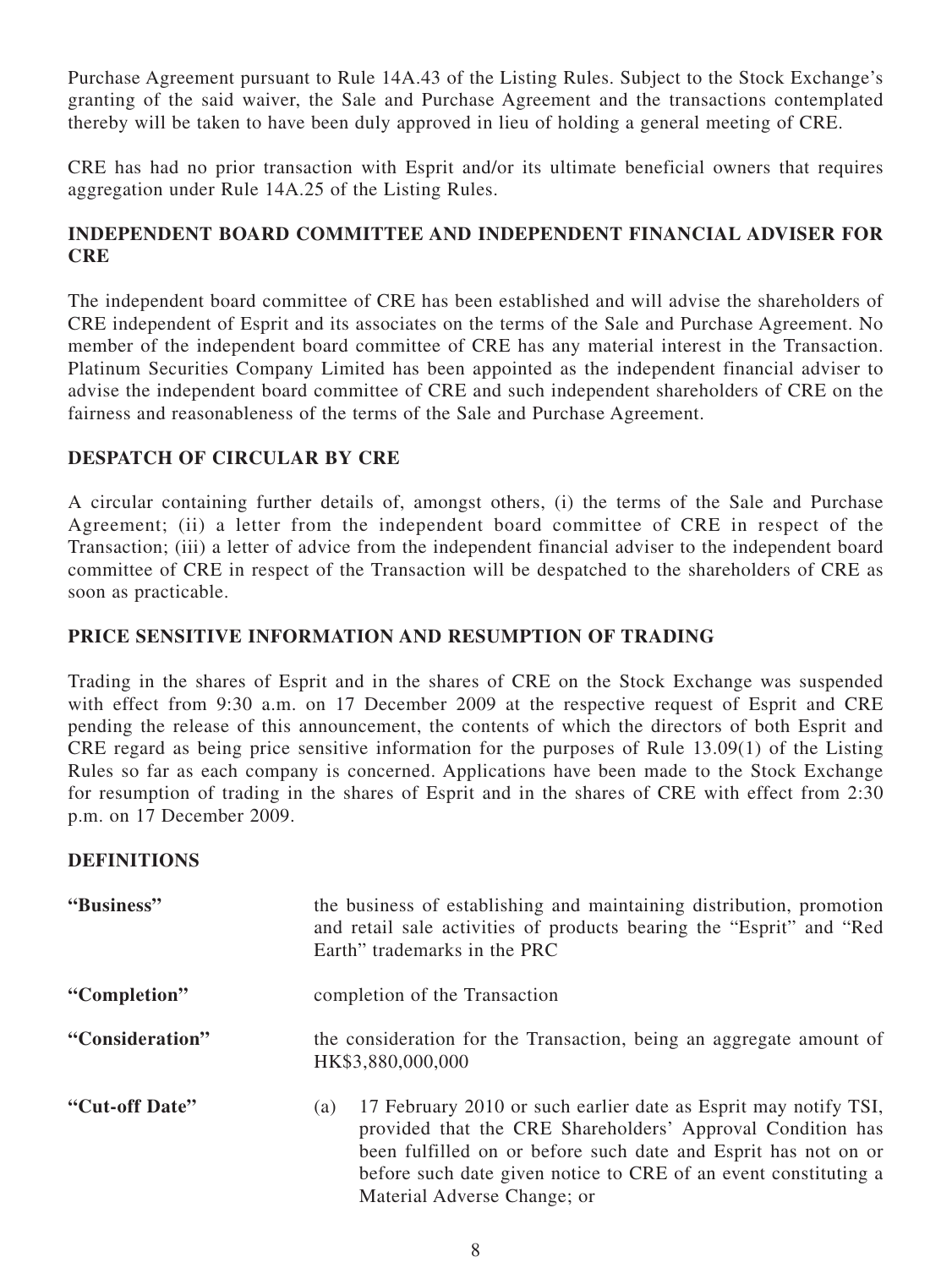Purchase Agreement pursuant to Rule 14A.43 of the Listing Rules. Subject to the Stock Exchange's granting of the said waiver, the Sale and Purchase Agreement and the transactions contemplated thereby will be taken to have been duly approved in lieu of holding a general meeting of CRE.

CRE has had no prior transaction with Esprit and/or its ultimate beneficial owners that requires aggregation under Rule 14A.25 of the Listing Rules.

## INDEPENDENT BOARD COMMITTEE AND INDEPENDENT FINANCIAL ADVISER FOR CRE

The independent board committee of CRE has been established and will advise the shareholders of CRE independent of Esprit and its associates on the terms of the Sale and Purchase Agreement. No member of the independent board committee of CRE has any material interest in the Transaction. Platinum Securities Company Limited has been appointed as the independent financial adviser to advise the independent board committee of CRE and such independent shareholders of CRE on the fairness and reasonableness of the terms of the Sale and Purchase Agreement.

## DESPATCH OF CIRCULAR BY CRE

A circular containing further details of, amongst others, (i) the terms of the Sale and Purchase Agreement; (ii) a letter from the independent board committee of CRE in respect of the Transaction; (iii) a letter of advice from the independent financial adviser to the independent board committee of CRE in respect of the Transaction will be despatched to the shareholders of CRE as soon as practicable.

## PRICE SENSITIVE INFORMATION AND RESUMPTION OF TRADING

Trading in the shares of Esprit and in the shares of CRE on the Stock Exchange was suspended with effect from 9:30 a.m. on 17 December 2009 at the respective request of Esprit and CRE pending the release of this announcement, the contents of which the directors of both Esprit and CRE regard as being price sensitive information for the purposes of Rule 13.09(1) of the Listing Rules so far as each company is concerned. Applications have been made to the Stock Exchange for resumption of trading in the shares of Esprit and in the shares of CRE with effect from 2:30 p.m. on 17 December 2009.

## DEFINITIONS

| | |
|---|---|
| **"Business"** | the business of establishing and maintaining distribution, promotion and retail sale activities of products bearing the "Esprit" and "Red Earth" trademarks in the PRC |
| **"Completion"** | completion of the Transaction |
| **"Consideration"** | the consideration for the Transaction, being an aggregate amount of HK$3,880,000,000 |
| **"Cut-off Date"** | (a) 17 February 2010 or such earlier date as Esprit may notify TSI, provided that the CRE Shareholders' Approval Condition has been fulfilled on or before such date and Esprit has not on or before such date given notice to CRE of an event constituting a Material Adverse Change; or |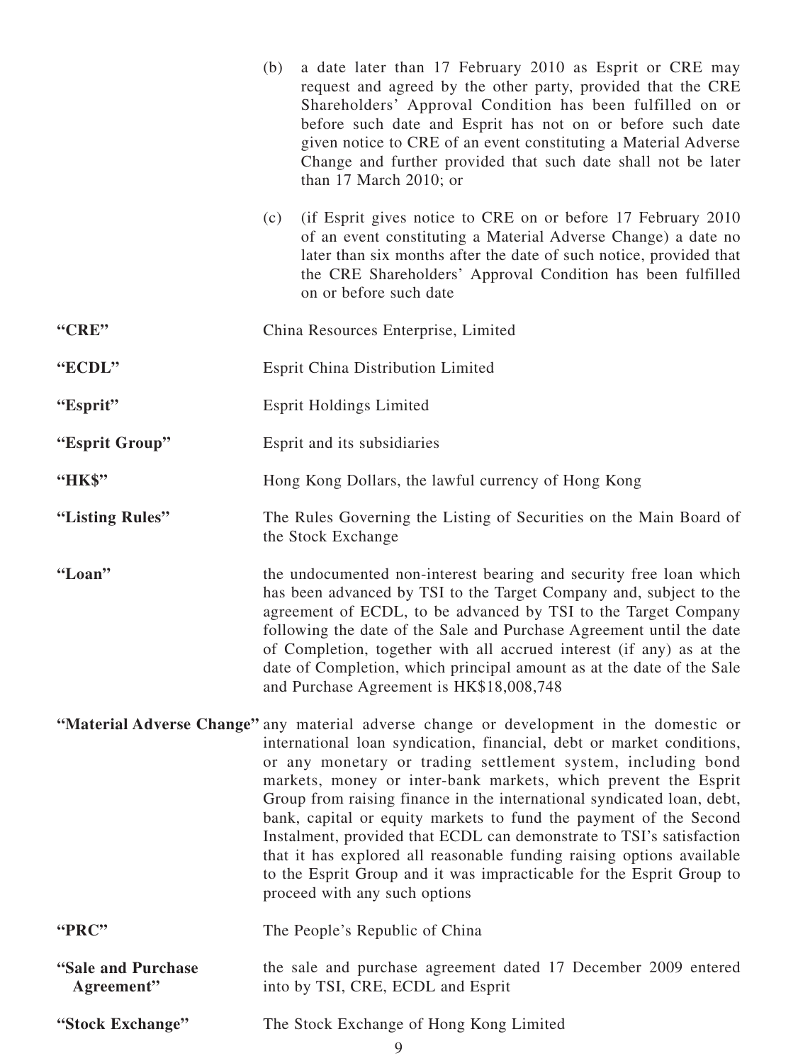(b) a date later than 17 February 2010 as Esprit or CRE may request and agreed by the other party, provided that the CRE Shareholders' Approval Condition has been fulfilled on or before such date and Esprit has not on or before such date given notice to CRE of an event constituting a Material Adverse Change and further provided that such date shall not be later than 17 March 2010; or

(c) (if Esprit gives notice to CRE on or before 17 February 2010 of an event constituting a Material Adverse Change) a date no later than six months after the date of such notice, provided that the CRE Shareholders' Approval Condition has been fulfilled on or before such date

| | |
|---|---|
| **"CRE"** | China Resources Enterprise, Limited |
| **"ECDL"** | Esprit China Distribution Limited |
| **"Esprit"** | Esprit Holdings Limited |
| **"Esprit Group"** | Esprit and its subsidiaries |
| **"HK$"** | Hong Kong Dollars, the lawful currency of Hong Kong |
| **"Listing Rules"** | The Rules Governing the Listing of Securities on the Main Board of the Stock Exchange |
| **"Loan"** | the undocumented non-interest bearing and security free loan which has been advanced by TSI to the Target Company and, subject to the agreement of ECDL, to be advanced by TSI to the Target Company following the date of the Sale and Purchase Agreement until the date of Completion, together with all accrued interest (if any) as at the date of Completion, which principal amount as at the date of the Sale and Purchase Agreement is HK$18,008,748 |
| **"Material Adverse Change"** | any material adverse change or development in the domestic or international loan syndication, financial, debt or market conditions, or any monetary or trading settlement system, including bond markets, money or inter-bank markets, which prevent the Esprit Group from raising finance in the international syndicated loan, debt, bank, capital or equity markets to fund the payment of the Second Instalment, provided that ECDL can demonstrate to TSI's satisfaction that it has explored all reasonable funding raising options available to the Esprit Group and it was impracticable for the Esprit Group to proceed with any such options |
| **"PRC"** | The People's Republic of China |
| **"Sale and Purchase Agreement"** | the sale and purchase agreement dated 17 December 2009 entered into by TSI, CRE, ECDL and Esprit |
| **"Stock Exchange"** | The Stock Exchange of Hong Kong Limited |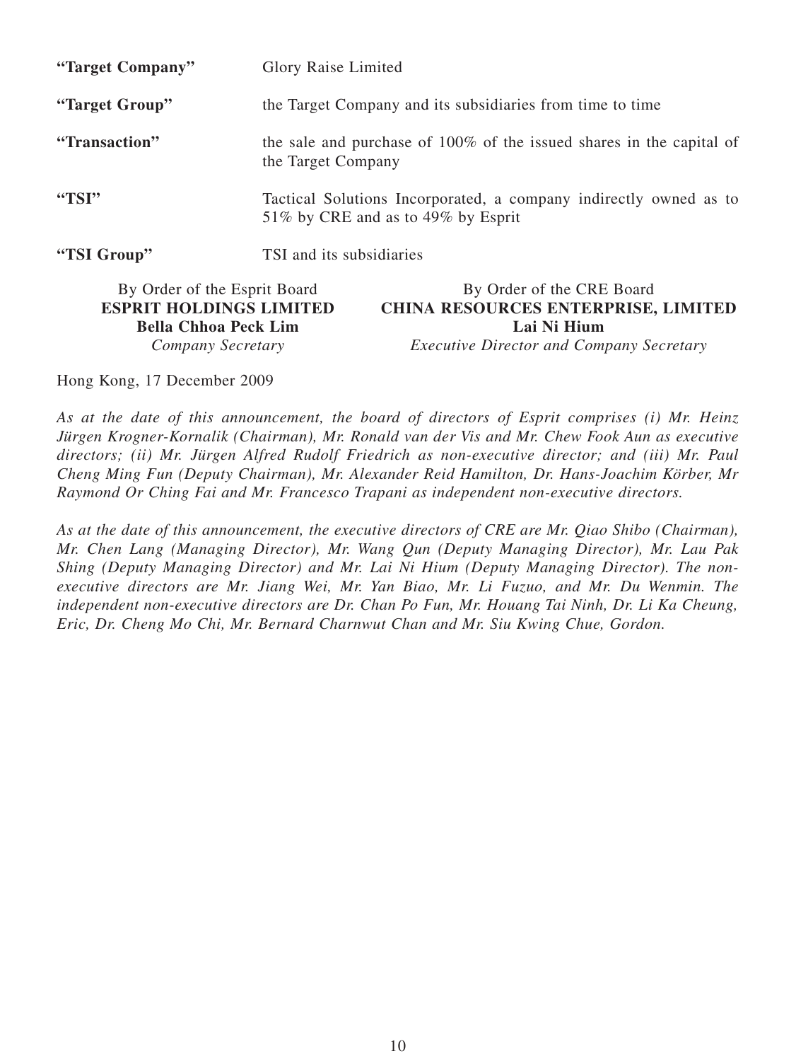| | |
|---|---|
| **"Target Company"** | Glory Raise Limited |
| **"Target Group"** | the Target Company and its subsidiaries from time to time |
| **"Transaction"** | the sale and purchase of 100% of the issued shares in the capital of the Target Company |
| **"TSI"** | Tactical Solutions Incorporated, a company indirectly owned as to 51% by CRE and as to 49% by Esprit |
| **"TSI Group"** | TSI and its subsidiaries |

| | |
|---|---|
| By Order of the Esprit Board | By Order of the CRE Board |
| **ESPRIT HOLDINGS LIMITED** | **CHINA RESOURCES ENTERPRISE, LIMITED** |
| **Bella Chhoa Peck Lim** | **Lai Ni Hium** |
| *Company Secretary* | *Executive Director and Company Secretary* |

Hong Kong, 17 December 2009

*As at the date of this announcement, the board of directors of Esprit comprises (i) Mr. Heinz Jürgen Krogner-Kornalik (Chairman), Mr. Ronald van der Vis and Mr. Chew Fook Aun as executive directors; (ii) Mr. Jürgen Alfred Rudolf Friedrich as non-executive director; and (iii) Mr. Paul Cheng Ming Fun (Deputy Chairman), Mr. Alexander Reid Hamilton, Dr. Hans-Joachim Körber, Mr Raymond Or Ching Fai and Mr. Francesco Trapani as independent non-executive directors.*

*As at the date of this announcement, the executive directors of CRE are Mr. Qiao Shibo (Chairman), Mr. Chen Lang (Managing Director), Mr. Wang Qun (Deputy Managing Director), Mr. Lau Pak Shing (Deputy Managing Director) and Mr. Lai Ni Hium (Deputy Managing Director). The non-executive directors are Mr. Jiang Wei, Mr. Yan Biao, Mr. Li Fuzuo, and Mr. Du Wenmin. The independent non-executive directors are Dr. Chan Po Fun, Mr. Houang Tai Ninh, Dr. Li Ka Cheung, Eric, Dr. Cheng Mo Chi, Mr. Bernard Charnwut Chan and Mr. Siu Kwing Chue, Gordon.*